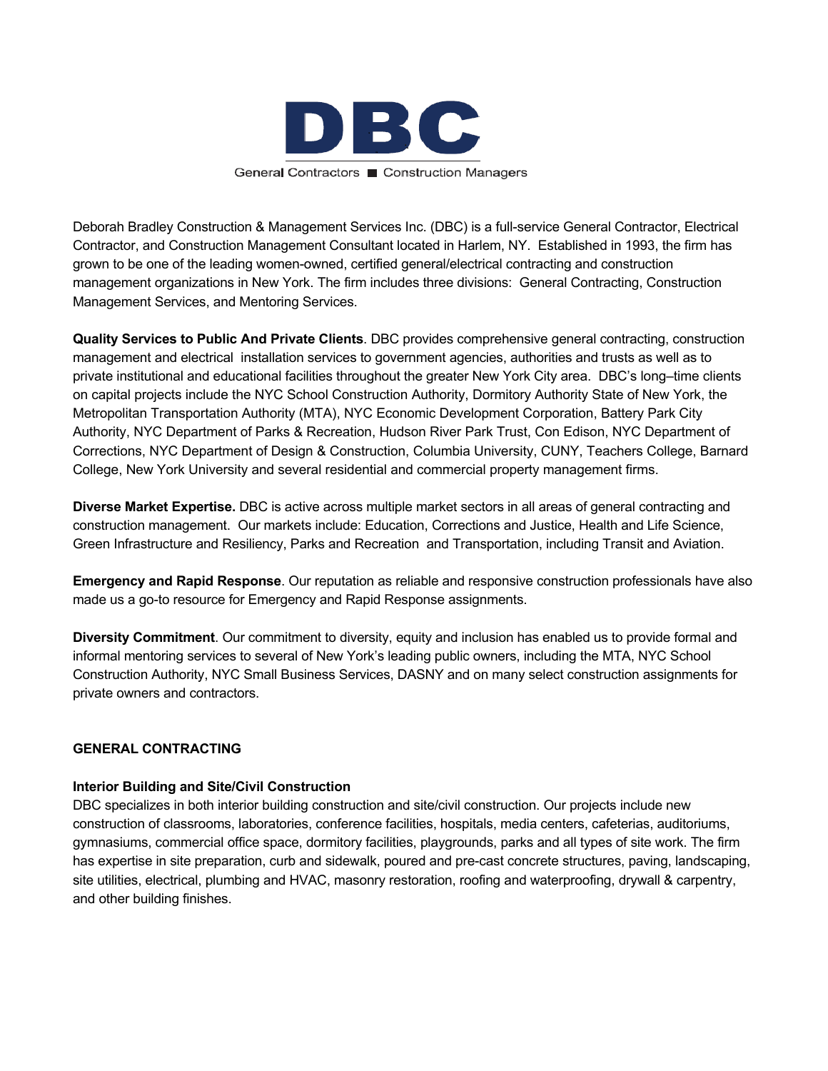# DBC

General Contractors ■ Construction Managers

Deborah Bradley Construction & Management Services Inc. (DBC) is a full-service General Contractor, Electrical Contractor, and Construction Management Consultant located in Harlem, NY. Established in 1993, the firm has grown to be one of the leading women-owned, certified general/electrical contracting and construction management organizations in New York. The firm includes three divisions: General Contracting, Construction Management Services, and Mentoring Services.

**Quality Services to Public And Private Clients**. DBC provides comprehensive general contracting, construction management and electrical installation services to government agencies, authorities and trusts as well as to private institutional and educational facilities throughout the greater New York City area. DBC's long–time clients on capital projects include the NYC School Construction Authority, Dormitory Authority State of New York, the Metropolitan Transportation Authority (MTA), NYC Economic Development Corporation, Battery Park City Authority, NYC Department of Parks & Recreation, Hudson River Park Trust, Con Edison, NYC Department of Corrections, NYC Department of Design & Construction, Columbia University, CUNY, Teachers College, Barnard College, New York University and several residential and commercial property management firms.

**Diverse Market Expertise.** DBC is active across multiple market sectors in all areas of general contracting and construction management. Our markets include: Education, Corrections and Justice, Health and Life Science, Green Infrastructure and Resiliency, Parks and Recreation and Transportation, including Transit and Aviation.

**Emergency and Rapid Response**. Our reputation as reliable and responsive construction professionals have also made us a go-to resource for Emergency and Rapid Response assignments.

**Diversity Commitment**. Our commitment to diversity, equity and inclusion has enabled us to provide formal and informal mentoring services to several of New York's leading public owners, including the MTA, NYC School Construction Authority, NYC Small Business Services, DASNY and on many select construction assignments for private owners and contractors.

## GENERAL CONTRACTING

### Interior Building and Site/Civil Construction

DBC specializes in both interior building construction and site/civil construction. Our projects include new construction of classrooms, laboratories, conference facilities, hospitals, media centers, cafeterias, auditoriums, gymnasiums, commercial office space, dormitory facilities, playgrounds, parks and all types of site work. The firm has expertise in site preparation, curb and sidewalk, poured and pre-cast concrete structures, paving, landscaping, site utilities, electrical, plumbing and HVAC, masonry restoration, roofing and waterproofing, drywall & carpentry, and other building finishes.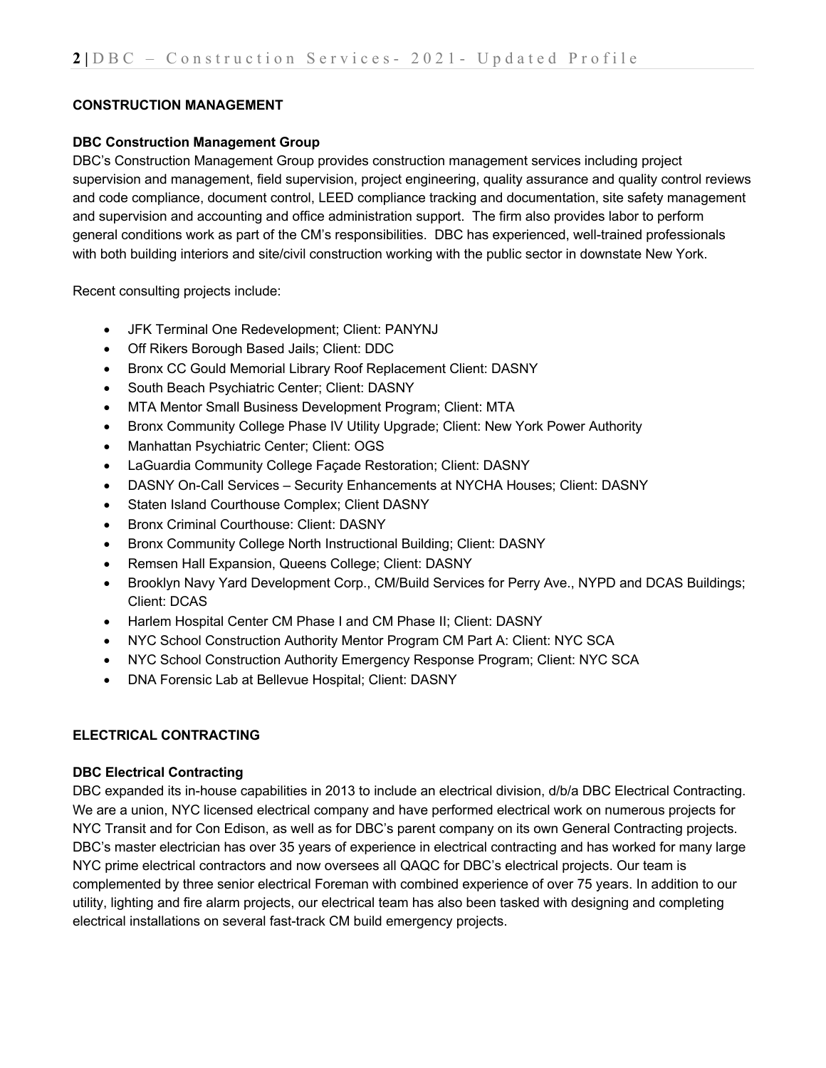## CONSTRUCTION MANAGEMENT

### DBC Construction Management Group

DBC's Construction Management Group provides construction management services including project supervision and management, field supervision, project engineering, quality assurance and quality control reviews and code compliance, document control, LEED compliance tracking and documentation, site safety management and supervision and accounting and office administration support. The firm also provides labor to perform general conditions work as part of the CM's responsibilities. DBC has experienced, well-trained professionals with both building interiors and site/civil construction working with the public sector in downstate New York.

Recent consulting projects include:

- JFK Terminal One Redevelopment; Client: PANYNJ
- Off Rikers Borough Based Jails; Client: DDC
- Bronx CC Gould Memorial Library Roof Replacement Client: DASNY
- South Beach Psychiatric Center; Client: DASNY
- MTA Mentor Small Business Development Program; Client: MTA
- Bronx Community College Phase IV Utility Upgrade; Client: New York Power Authority
- Manhattan Psychiatric Center; Client: OGS
- LaGuardia Community College Façade Restoration; Client: DASNY
- DASNY On-Call Services – Security Enhancements at NYCHA Houses; Client: DASNY
- Staten Island Courthouse Complex; Client DASNY
- Bronx Criminal Courthouse: Client: DASNY
- Bronx Community College North Instructional Building; Client: DASNY
- Remsen Hall Expansion, Queens College; Client: DASNY
- Brooklyn Navy Yard Development Corp., CM/Build Services for Perry Ave., NYPD and DCAS Buildings; Client: DCAS
- Harlem Hospital Center CM Phase I and CM Phase II; Client: DASNY
- NYC School Construction Authority Mentor Program CM Part A: Client: NYC SCA
- NYC School Construction Authority Emergency Response Program; Client: NYC SCA
- DNA Forensic Lab at Bellevue Hospital; Client: DASNY

## ELECTRICAL CONTRACTING

### DBC Electrical Contracting

DBC expanded its in-house capabilities in 2013 to include an electrical division, d/b/a DBC Electrical Contracting. We are a union, NYC licensed electrical company and have performed electrical work on numerous projects for NYC Transit and for Con Edison, as well as for DBC's parent company on its own General Contracting projects. DBC's master electrician has over 35 years of experience in electrical contracting and has worked for many large NYC prime electrical contractors and now oversees all QAQC for DBC's electrical projects. Our team is complemented by three senior electrical Foreman with combined experience of over 75 years. In addition to our utility, lighting and fire alarm projects, our electrical team has also been tasked with designing and completing electrical installations on several fast-track CM build emergency projects.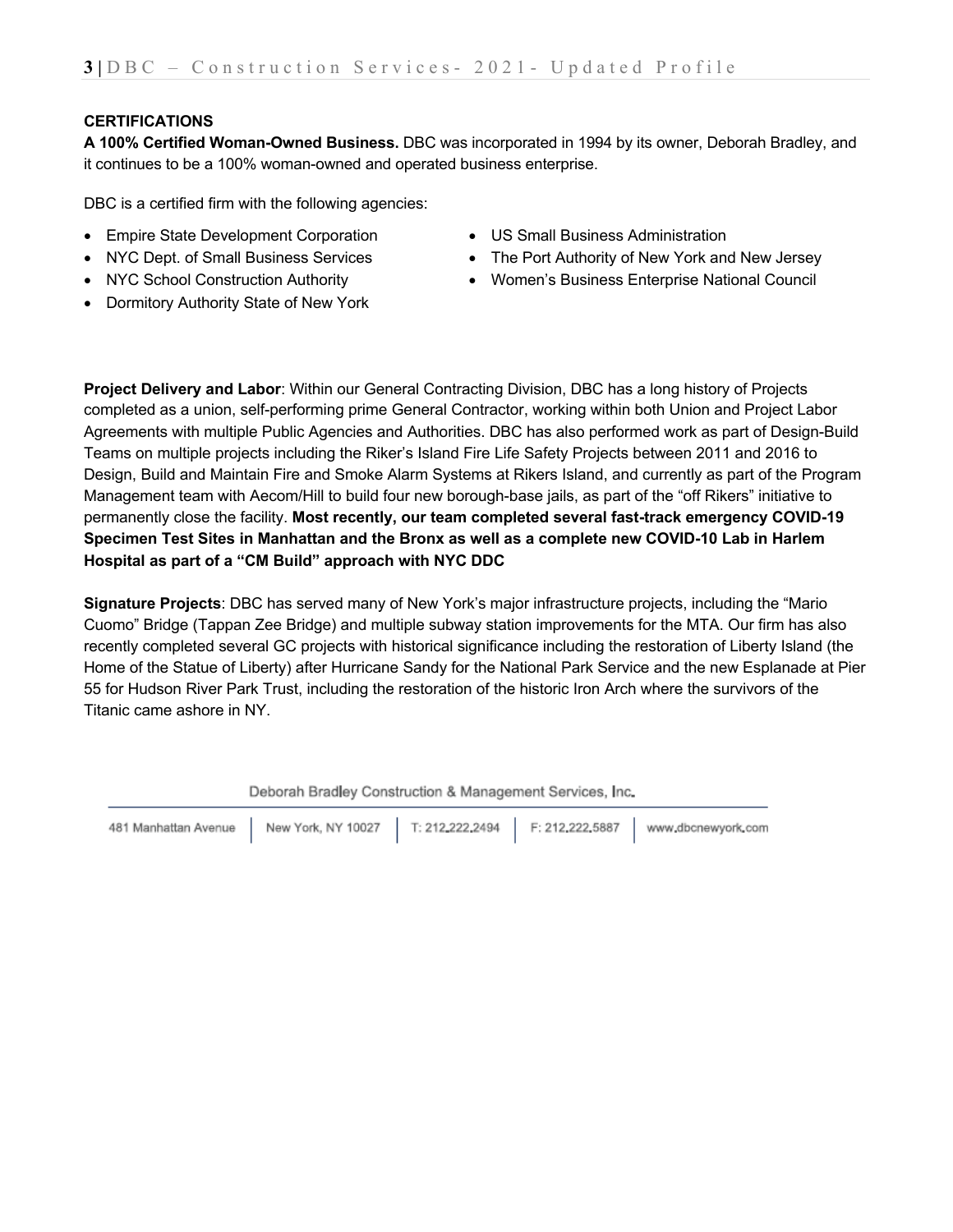**CERTIFICATIONS**

**A 100% Certified Woman-Owned Business.** DBC was incorporated in 1994 by its owner, Deborah Bradley, and it continues to be a 100% woman-owned and operated business enterprise.

DBC is a certified firm with the following agencies:

- Empire State Development Corporation
- NYC Dept. of Small Business Services
- NYC School Construction Authority
- Dormitory Authority State of New York
- US Small Business Administration
- The Port Authority of New York and New Jersey
- Women's Business Enterprise National Council

**Project Delivery and Labor**: Within our General Contracting Division, DBC has a long history of Projects completed as a union, self-performing prime General Contractor, working within both Union and Project Labor Agreements with multiple Public Agencies and Authorities. DBC has also performed work as part of Design-Build Teams on multiple projects including the Riker's Island Fire Life Safety Projects between 2011 and 2016 to Design, Build and Maintain Fire and Smoke Alarm Systems at Rikers Island, and currently as part of the Program Management team with Aecom/Hill to build four new borough-base jails, as part of the "off Rikers" initiative to permanently close the facility. **Most recently, our team completed several fast-track emergency COVID-19 Specimen Test Sites in Manhattan and the Bronx as well as a complete new COVID-10 Lab in Harlem Hospital as part of a "CM Build" approach with NYC DDC**

**Signature Projects**: DBC has served many of New York's major infrastructure projects, including the "Mario Cuomo" Bridge (Tappan Zee Bridge) and multiple subway station improvements for the MTA. Our firm has also recently completed several GC projects with historical significance including the restoration of Liberty Island (the Home of the Statue of Liberty) after Hurricane Sandy for the National Park Service and the new Esplanade at Pier 55 for Hudson River Park Trust, including the restoration of the historic Iron Arch where the survivors of the Titanic came ashore in NY.

Deborah Bradley Construction & Management Services, Inc.

481 Manhattan Avenue | New York, NY 10027 | T: 212.222.2494 | F: 212.222.5887 | www.dbcnewyork.com